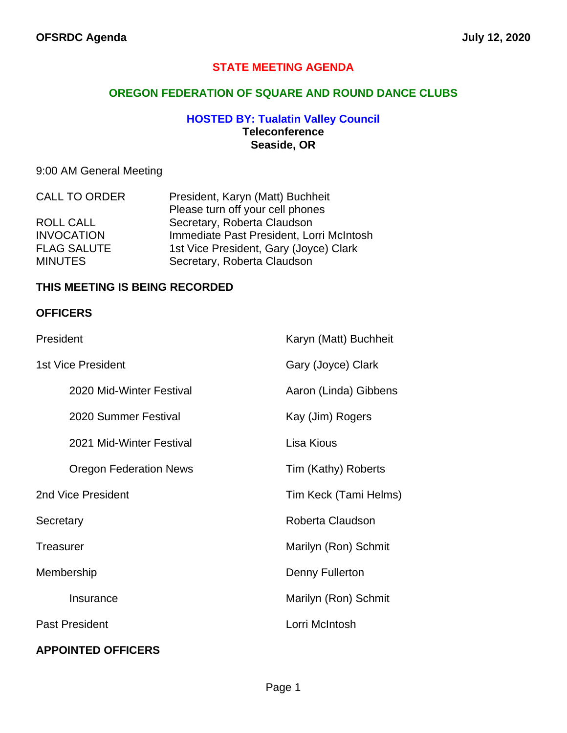# STATE MEETING AGENDA

## OREGON FEDERATION OF SQUARE AND ROUND DANCE CLUBS

### HOSTED BY: Tualatin Valley Council

**Teleconference**
**Seaside, OR**

9:00 AM General Meeting

| | |
|---|---|
| CALL TO ORDER | President, Karyn (Matt) Buchheit<br>Please turn off your cell phones |
| ROLL CALL | Secretary, Roberta Claudson |
| INVOCATION | Immediate Past President, Lorri McIntosh |
| FLAG SALUTE | 1st Vice President, Gary (Joyce) Clark |
| MINUTES | Secretary, Roberta Claudson |

**THIS MEETING IS BEING RECORDED**

**OFFICERS**

| | |
|---|---|
| President | Karyn (Matt) Buchheit |
| 1st Vice President | Gary (Joyce) Clark |
| 2020 Mid-Winter Festival | Aaron (Linda) Gibbens |
| 2020 Summer Festival | Kay (Jim) Rogers |
| 2021 Mid-Winter Festival | Lisa Kious |
| Oregon Federation News | Tim (Kathy) Roberts |
| 2nd Vice President | Tim Keck (Tami Helms) |
| Secretary | Roberta Claudson |
| Treasurer | Marilyn (Ron) Schmit |
| Membership | Denny Fullerton |
| Insurance | Marilyn (Ron) Schmit |
| Past President | Lorri McIntosh |

**APPOINTED OFFICERS**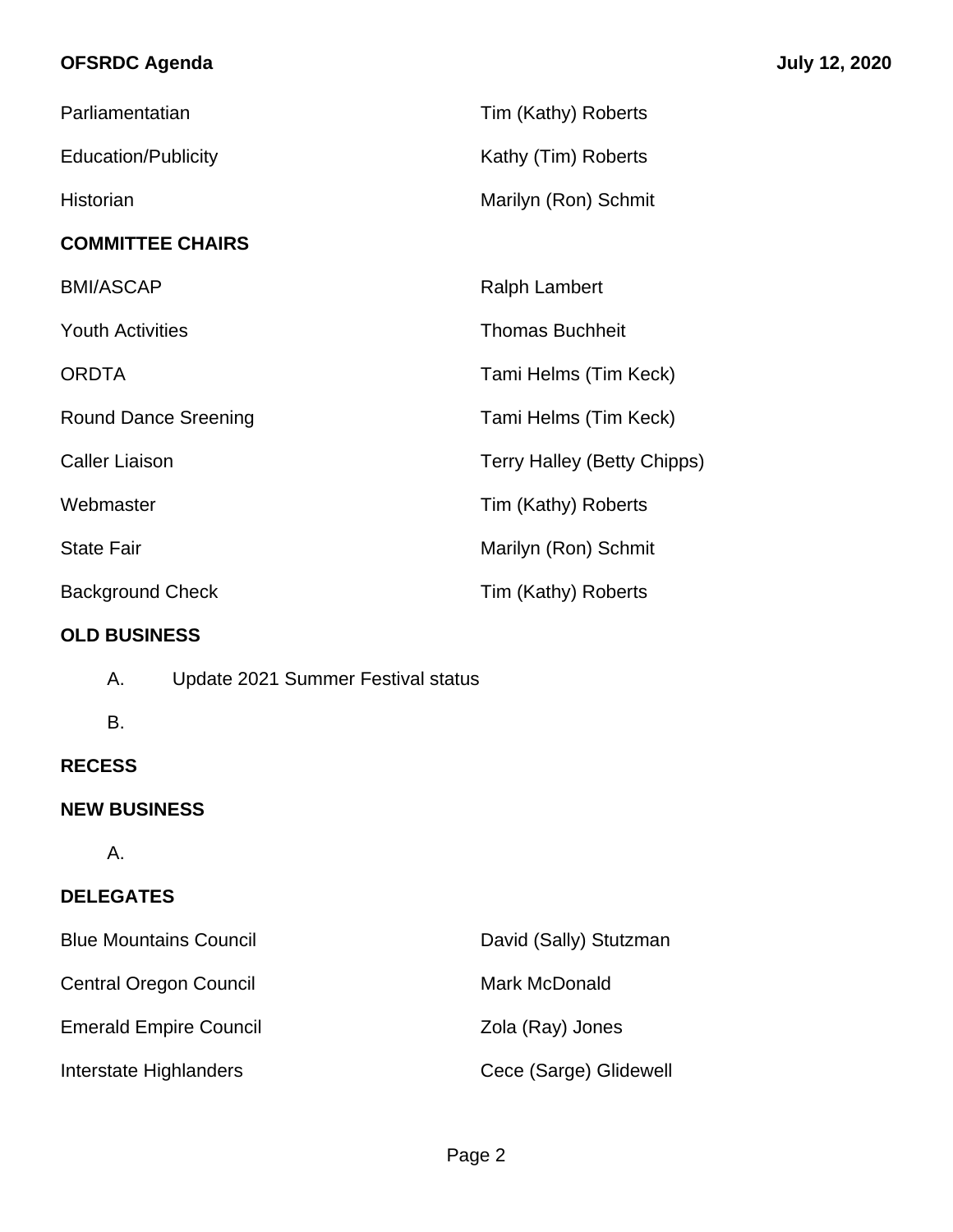| | |
|---|---|
| Parliamentatian | Tim (Kathy) Roberts |
| Education/Publicity | Kathy (Tim) Roberts |
| Historian | Marilyn (Ron) Schmit |

**COMMITTEE CHAIRS**

| | |
|---|---|
| BMI/ASCAP | Ralph Lambert |
| Youth Activities | Thomas Buchheit |
| ORDTA | Tami Helms (Tim Keck) |
| Round Dance Sreening | Tami Helms (Tim Keck) |
| Caller Liaison | Terry Halley (Betty Chipps) |
| Webmaster | Tim (Kathy) Roberts |
| State Fair | Marilyn (Ron) Schmit |
| Background Check | Tim (Kathy) Roberts |

**OLD BUSINESS**

A. Update 2021 Summer Festival status

B.

**RECESS**

**NEW BUSINESS**

A.

**DELEGATES**

| | |
|---|---|
| Blue Mountains Council | David (Sally) Stutzman |
| Central Oregon Council | Mark McDonald |
| Emerald Empire Council | Zola (Ray) Jones |
| Interstate Highlanders | Cece (Sarge) Glidewell |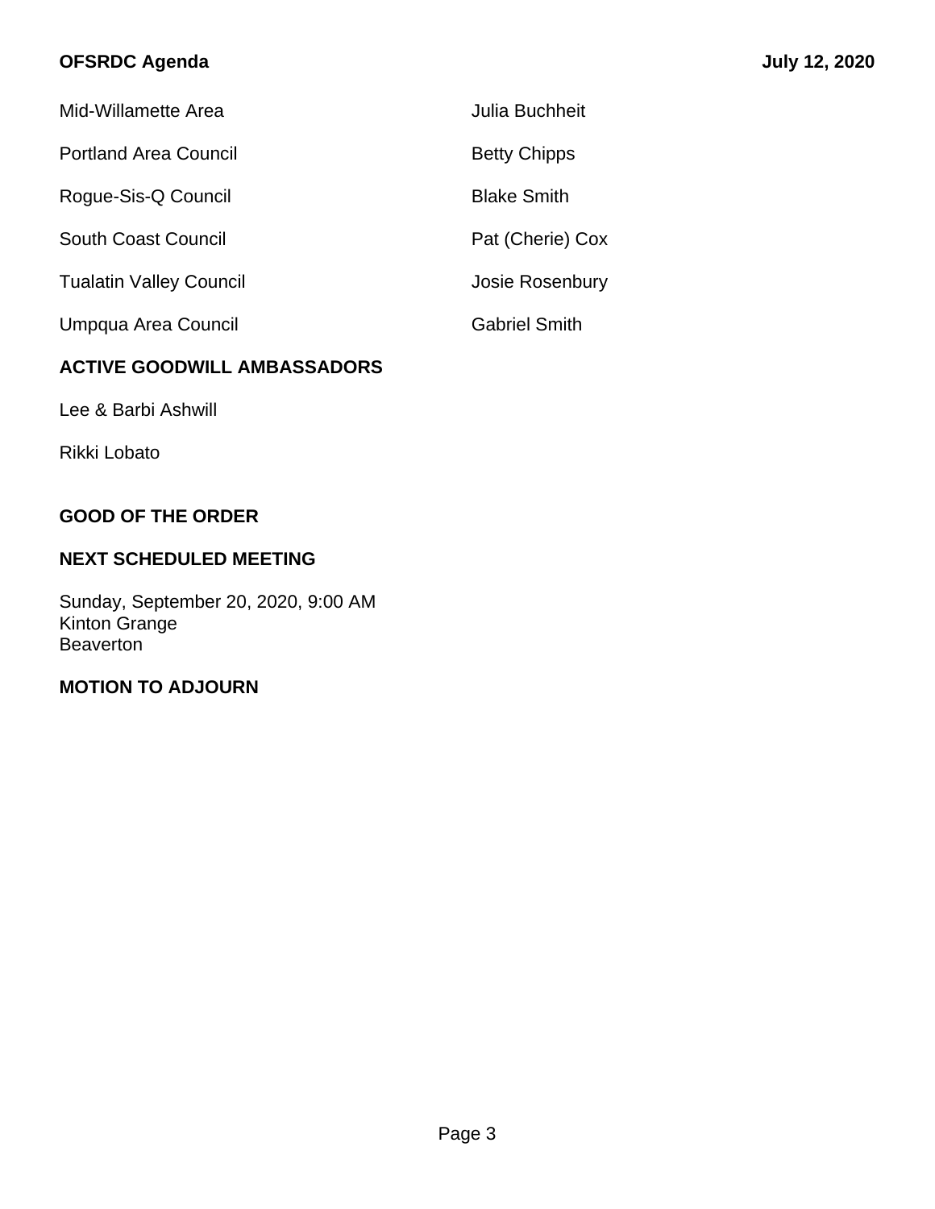| | |
|---|---|
| Mid-Willamette Area | Julia Buchheit |
| Portland Area Council | Betty Chipps |
| Rogue-Sis-Q Council | Blake Smith |
| South Coast Council | Pat (Cherie) Cox |
| Tualatin Valley Council | Josie Rosenbury |
| Umpqua Area Council | Gabriel Smith |

## ACTIVE GOODWILL AMBASSADORS

Lee & Barbi Ashwill

Rikki Lobato

## GOOD OF THE ORDER

## NEXT SCHEDULED MEETING

Sunday, September 20, 2020, 9:00 AM
Kinton Grange
Beaverton

## MOTION TO ADJOURN